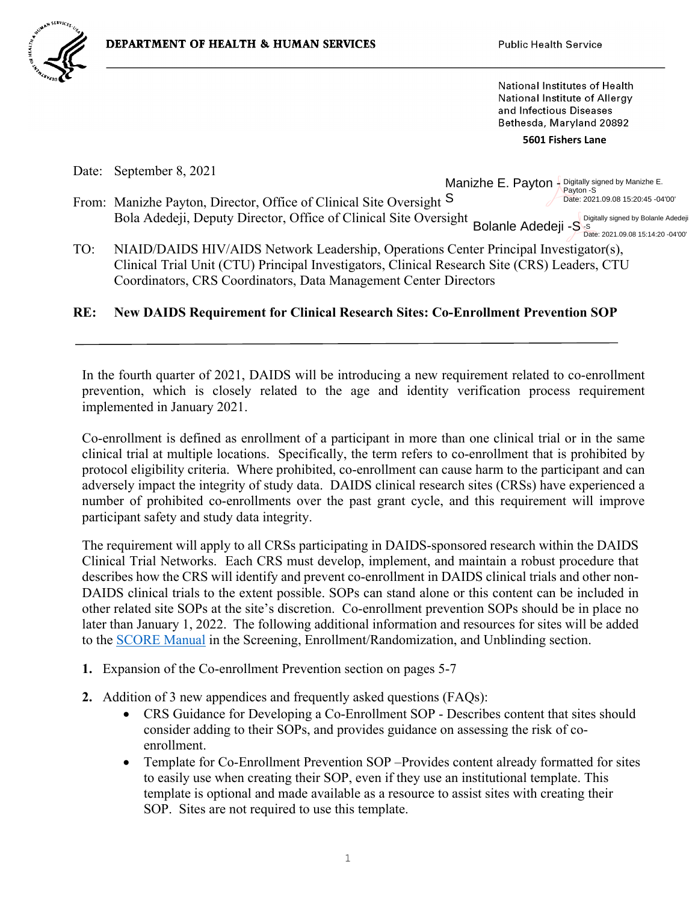**DEPARTMENT OF HEALTH & HUMAN SERVICES** Public Health Service

National Institutes of Health
National Institute of Allergy and Infectious Diseases
Bethesda, Maryland 20892

**5601 Fishers Lane**

Date: September 8, 2021

From: Manizhe Payton, Director, Office of Clinical Site Oversight
Bola Adedeji, Deputy Director, Office of Clinical Site Oversight

Manizhe E. Payton -S — Digitally signed by Manizhe E. Payton -S Date: 2021.09.08 15:20:45 -04'00'

Bolanle Adedeji -S — Digitally signed by Bolanle Adedeji -S Date: 2021.09.08 15:14:20 -04'00'

TO: NIAID/DAIDS HIV/AIDS Network Leadership, Operations Center Principal Investigator(s), Clinical Trial Unit (CTU) Principal Investigators, Clinical Research Site (CRS) Leaders, CTU Coordinators, CRS Coordinators, Data Management Center Directors

**RE: New DAIDS Requirement for Clinical Research Sites: Co-Enrollment Prevention SOP**

---

In the fourth quarter of 2021, DAIDS will be introducing a new requirement related to co-enrollment prevention, which is closely related to the age and identity verification process requirement implemented in January 2021.

Co-enrollment is defined as enrollment of a participant in more than one clinical trial or in the same clinical trial at multiple locations. Specifically, the term refers to co-enrollment that is prohibited by protocol eligibility criteria. Where prohibited, co-enrollment can cause harm to the participant and can adversely impact the integrity of study data. DAIDS clinical research sites (CRSs) have experienced a number of prohibited co-enrollments over the past grant cycle, and this requirement will improve participant safety and study data integrity.

The requirement will apply to all CRSs participating in DAIDS-sponsored research within the DAIDS Clinical Trial Networks. Each CRS must develop, implement, and maintain a robust procedure that describes how the CRS will identify and prevent co-enrollment in DAIDS clinical trials and other non-DAIDS clinical trials to the extent possible. SOPs can stand alone or this content can be included in other related site SOPs at the site's discretion. Co-enrollment prevention SOPs should be in place no later than January 1, 2022. The following additional information and resources for sites will be added to the SCORE Manual in the Screening, Enrollment/Randomization, and Unblinding section.

1. Expansion of the Co-enrollment Prevention section on pages 5-7
2. Addition of 3 new appendices and frequently asked questions (FAQs):
    - CRS Guidance for Developing a Co-Enrollment SOP - Describes content that sites should consider adding to their SOPs, and provides guidance on assessing the risk of co-enrollment.
    - Template for Co-Enrollment Prevention SOP –Provides content already formatted for sites to easily use when creating their SOP, even if they use an institutional template. This template is optional and made available as a resource to assist sites with creating their SOP. Sites are not required to use this template.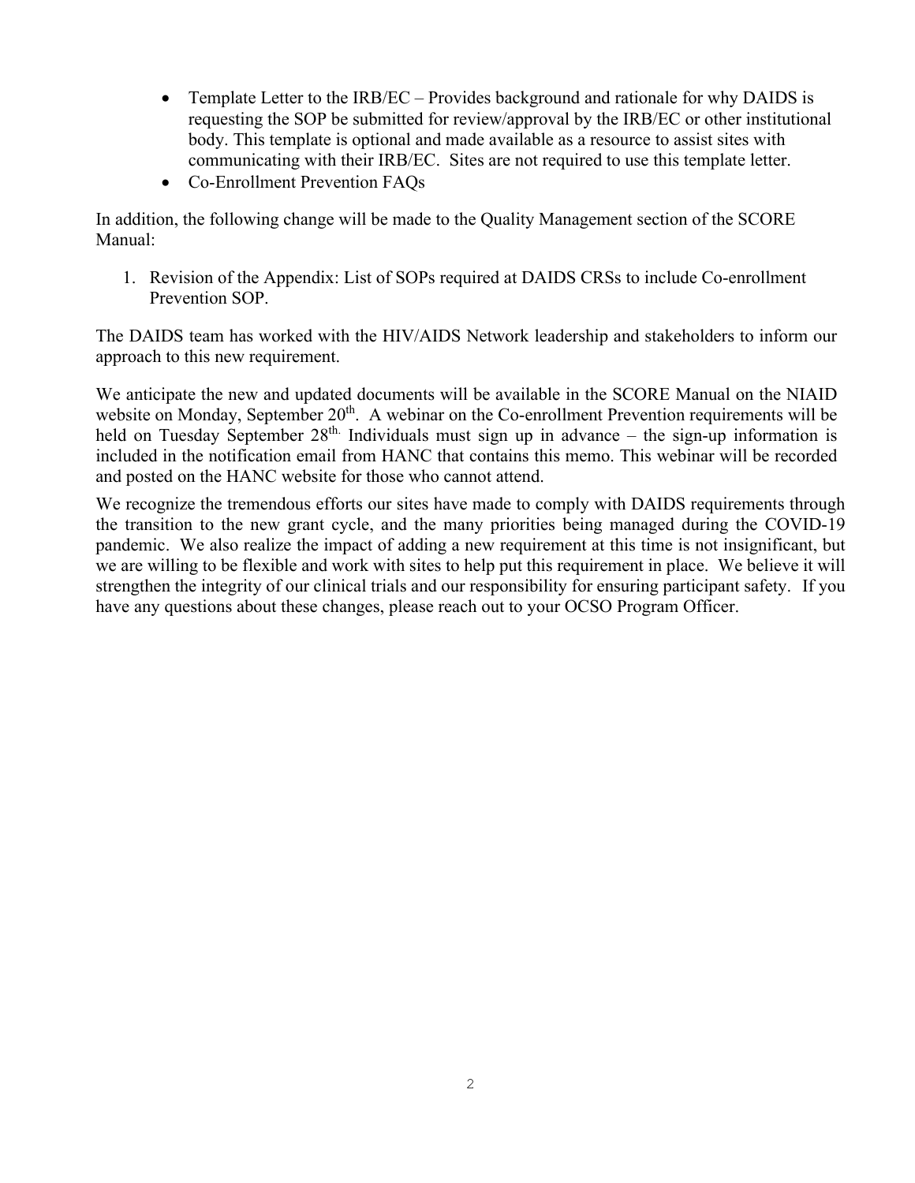- Template Letter to the IRB/EC – Provides background and rationale for why DAIDS is requesting the SOP be submitted for review/approval by the IRB/EC or other institutional body. This template is optional and made available as a resource to assist sites with communicating with their IRB/EC. Sites are not required to use this template letter.
- Co-Enrollment Prevention FAQs

In addition, the following change will be made to the Quality Management section of the SCORE Manual:

1. Revision of the Appendix: List of SOPs required at DAIDS CRSs to include Co-enrollment Prevention SOP.

The DAIDS team has worked with the HIV/AIDS Network leadership and stakeholders to inform our approach to this new requirement.

We anticipate the new and updated documents will be available in the SCORE Manual on the NIAID website on Monday, September 20th. A webinar on the Co-enrollment Prevention requirements will be held on Tuesday September 28th. Individuals must sign up in advance – the sign-up information is included in the notification email from HANC that contains this memo. This webinar will be recorded and posted on the HANC website for those who cannot attend.

We recognize the tremendous efforts our sites have made to comply with DAIDS requirements through the transition to the new grant cycle, and the many priorities being managed during the COVID-19 pandemic. We also realize the impact of adding a new requirement at this time is not insignificant, but we are willing to be flexible and work with sites to help put this requirement in place. We believe it will strengthen the integrity of our clinical trials and our responsibility for ensuring participant safety. If you have any questions about these changes, please reach out to your OCSO Program Officer.